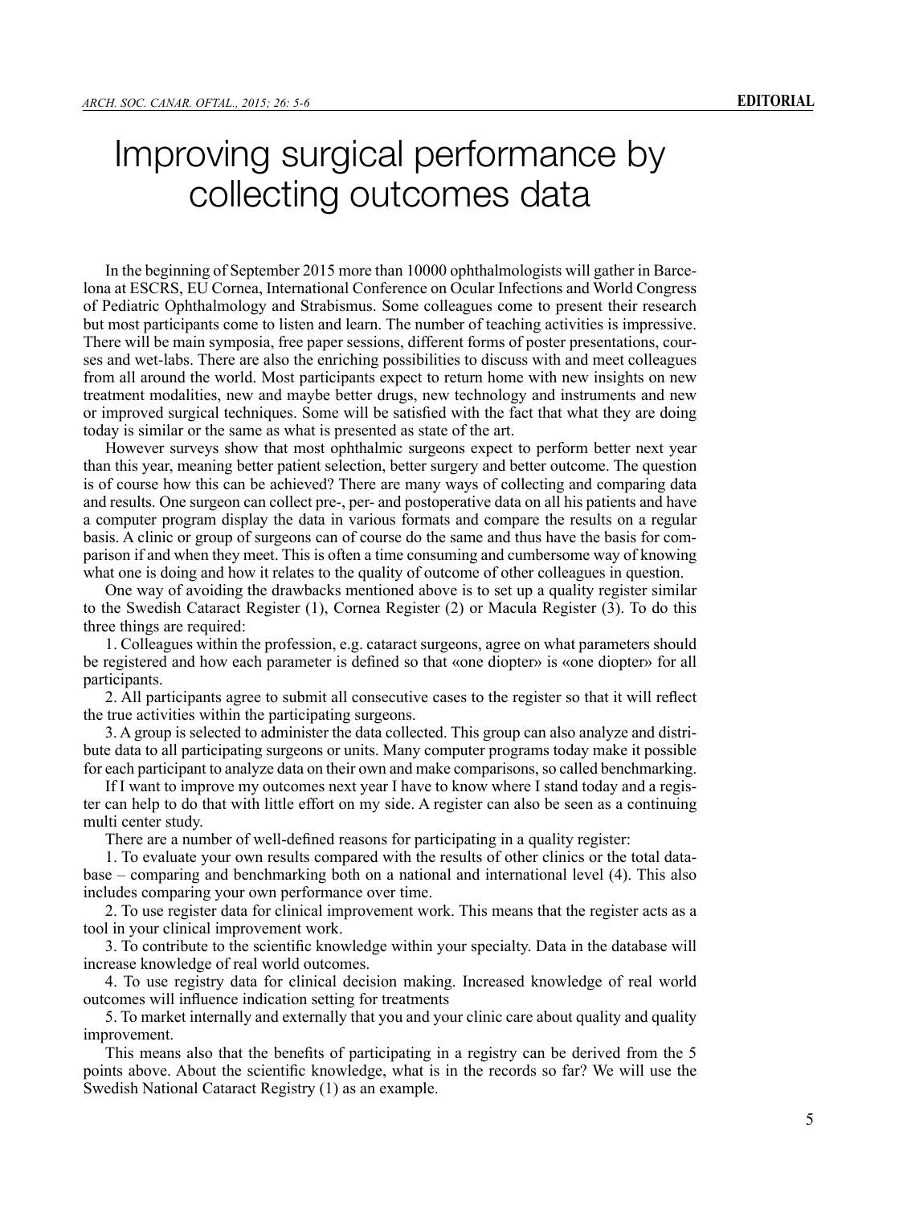# Improving surgical performance by collecting outcomes data

In the beginning of September 2015 more than 10000 ophthalmologists will gather in Barcelona at ESCRS, EU Cornea, International Conference on Ocular Infections and World Congress of Pediatric Ophthalmology and Strabismus. Some colleagues come to present their research but most participants come to listen and learn. The number of teaching activities is impressive. There will be main symposia, free paper sessions, different forms of poster presentations, courses and wet-labs. There are also the enriching possibilities to discuss with and meet colleagues from all around the world. Most participants expect to return home with new insights on new treatment modalities, new and maybe better drugs, new technology and instruments and new or improved surgical techniques. Some will be satisfied with the fact that what they are doing today is similar or the same as what is presented as state of the art.

However surveys show that most ophthalmic surgeons expect to perform better next year than this year, meaning better patient selection, better surgery and better outcome. The question is of course how this can be achieved? There are many ways of collecting and comparing data and results. One surgeon can collect pre-, per- and postoperative data on all his patients and have a computer program display the data in various formats and compare the results on a regular basis. A clinic or group of surgeons can of course do the same and thus have the basis for comparison if and when they meet. This is often a time consuming and cumbersome way of knowing what one is doing and how it relates to the quality of outcome of other colleagues in question.

One way of avoiding the drawbacks mentioned above is to set up a quality register similar to the Swedish Cataract Register (1), Cornea Register (2) or Macula Register (3). To do this three things are required:

1. Colleagues within the profession, e.g. cataract surgeons, agree on what parameters should be registered and how each parameter is defined so that «one diopter» is «one diopter» for all participants.
2. All participants agree to submit all consecutive cases to the register so that it will reflect the true activities within the participating surgeons.
3. A group is selected to administer the data collected. This group can also analyze and distribute data to all participating surgeons or units. Many computer programs today make it possible for each participant to analyze data on their own and make comparisons, so called benchmarking.

If I want to improve my outcomes next year I have to know where I stand today and a register can help to do that with little effort on my side. A register can also be seen as a continuing multi center study.

There are a number of well-defined reasons for participating in a quality register:

1. To evaluate your own results compared with the results of other clinics or the total database – comparing and benchmarking both on a national and international level (4). This also includes comparing your own performance over time.
2. To use register data for clinical improvement work. This means that the register acts as a tool in your clinical improvement work.
3. To contribute to the scientific knowledge within your specialty. Data in the database will increase knowledge of real world outcomes.
4. To use registry data for clinical decision making. Increased knowledge of real world outcomes will influence indication setting for treatments
5. To market internally and externally that you and your clinic care about quality and quality improvement.

This means also that the benefits of participating in a registry can be derived from the 5 points above. About the scientific knowledge, what is in the records so far? We will use the Swedish National Cataract Registry (1) as an example.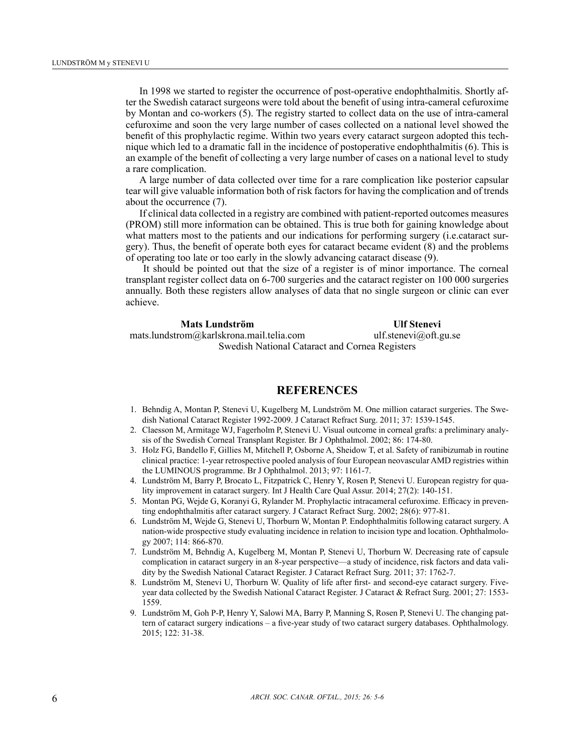In 1998 we started to register the occurrence of post-operative endophthalmitis. Shortly after the Swedish cataract surgeons were told about the benefit of using intra-cameral cefuroxime by Montan and co-workers (5). The registry started to collect data on the use of intra-cameral cefuroxime and soon the very large number of cases collected on a national level showed the benefit of this prophylactic regime. Within two years every cataract surgeon adopted this technique which led to a dramatic fall in the incidence of postoperative endophthalmitis (6). This is an example of the benefit of collecting a very large number of cases on a national level to study a rare complication.

A large number of data collected over time for a rare complication like posterior capsular tear will give valuable information both of risk factors for having the complication and of trends about the occurrence (7).

If clinical data collected in a registry are combined with patient-reported outcomes measures (PROM) still more information can be obtained. This is true both for gaining knowledge about what matters most to the patients and our indications for performing surgery (i.e.cataract surgery). Thus, the benefit of operate both eyes for cataract became evident (8) and the problems of operating too late or too early in the slowly advancing cataract disease (9).

It should be pointed out that the size of a register is of minor importance. The corneal transplant register collect data on 6-700 surgeries and the cataract register on 100 000 surgeries annually. Both these registers allow analyses of data that no single surgeon or clinic can ever achieve.

**Mats Lundström**
mats.lundstrom@karlskrona.mail.telia.com

**Ulf Stenevi**
ulf.stenevi@oft.gu.se

Swedish National Cataract and Cornea Registers

## REFERENCES

1. Behndig A, Montan P, Stenevi U, Kugelberg M, Lundström M. One million cataract surgeries. The Swedish National Cataract Register 1992-2009. J Cataract Refract Surg. 2011; 37: 1539-1545.
2. Claesson M, Armitage WJ, Fagerholm P, Stenevi U. Visual outcome in corneal grafts: a preliminary analysis of the Swedish Corneal Transplant Register. Br J Ophthalmol. 2002; 86: 174-80.
3. Holz FG, Bandello F, Gillies M, Mitchell P, Osborne A, Sheidow T, et al. Safety of ranibizumab in routine clinical practice: 1-year retrospective pooled analysis of four European neovascular AMD registries within the LUMINOUS programme. Br J Ophthalmol. 2013; 97: 1161-7.
4. Lundström M, Barry P, Brocato L, Fitzpatrick C, Henry Y, Rosen P, Stenevi U. European registry for quality improvement in cataract surgery. Int J Health Care Qual Assur. 2014; 27(2): 140-151.
5. Montan PG, Wejde G, Koranyi G, Rylander M. Prophylactic intracameral cefuroxime. Efficacy in preventing endophthalmitis after cataract surgery. J Cataract Refract Surg. 2002; 28(6): 977-81.
6. Lundström M, Wejde G, Stenevi U, Thorburn W, Montan P. Endophthalmitis following cataract surgery. A nation-wide prospective study evaluating incidence in relation to incision type and location. Ophthalmology 2007; 114: 866-870.
7. Lundström M, Behndig A, Kugelberg M, Montan P, Stenevi U, Thorburn W. Decreasing rate of capsule complication in cataract surgery in an 8-year perspective—a study of incidence, risk factors and data validity by the Swedish National Cataract Register. J Cataract Refract Surg. 2011; 37: 1762-7.
8. Lundström M, Stenevi U, Thorburn W. Quality of life after first- and second-eye cataract surgery. Five-year data collected by the Swedish National Cataract Register. J Cataract & Refract Surg. 2001; 27: 1553-1559.
9. Lundström M, Goh P-P, Henry Y, Salowi MA, Barry P, Manning S, Rosen P, Stenevi U. The changing pattern of cataract surgery indications – a five-year study of two cataract surgery databases. Ophthalmology. 2015; 122: 31-38.